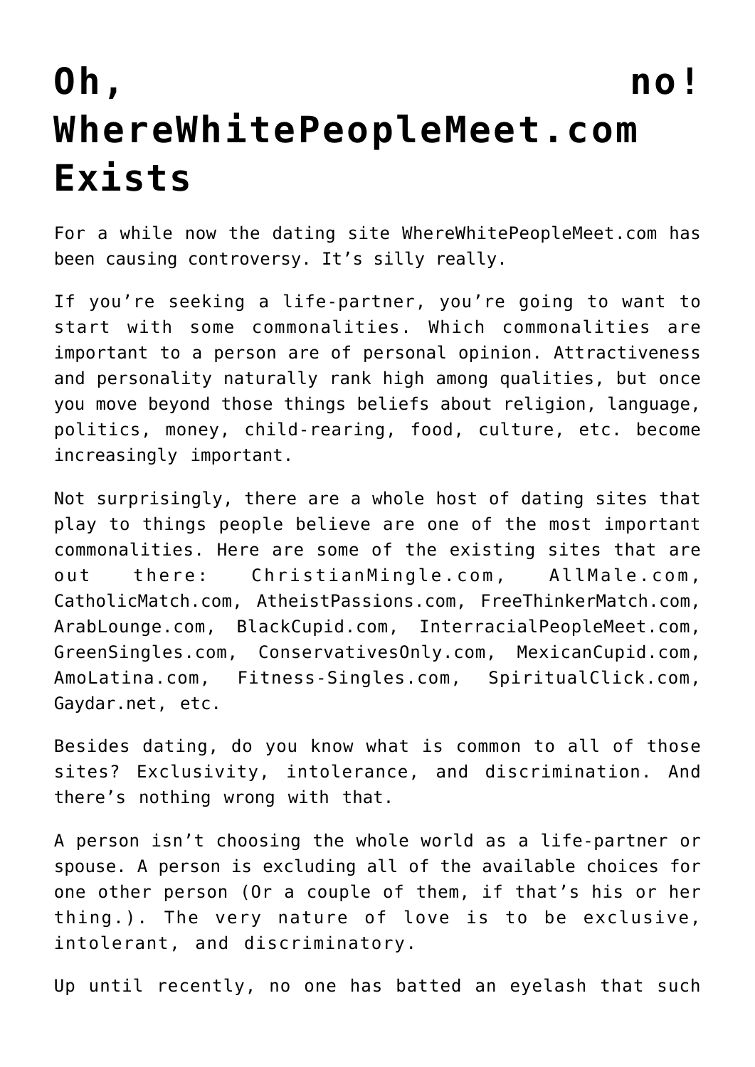# Oh, no! WhereWhitePeopleMeet.com Exists

For a while now the dating site WhereWhitePeopleMeet.com has been causing controversy. It's silly really.

If you're seeking a life-partner, you're going to want to start with some commonalities. Which commonalities are important to a person are of personal opinion. Attractiveness and personality naturally rank high among qualities, but once you move beyond those things beliefs about religion, language, politics, money, child-rearing, food, culture, etc. become increasingly important.

Not surprisingly, there are a whole host of dating sites that play to things people believe are one of the most important commonalities. Here are some of the existing sites that are out there: ChristianMingle.com, AllMale.com, CatholicMatch.com, AtheistPassions.com, FreeThinkerMatch.com, ArabLounge.com, BlackCupid.com, InterracialPeopleMeet.com, GreenSingles.com, ConservativesOnly.com, MexicanCupid.com, AmoLatina.com, Fitness-Singles.com, SpiritualClick.com, Gaydar.net, etc.

Besides dating, do you know what is common to all of those sites? Exclusivity, intolerance, and discrimination. And there's nothing wrong with that.

A person isn't choosing the whole world as a life-partner or spouse. A person is excluding all of the available choices for one other person (Or a couple of them, if that's his or her thing.). The very nature of love is to be exclusive, intolerant, and discriminatory.

Up until recently, no one has batted an eyelash that such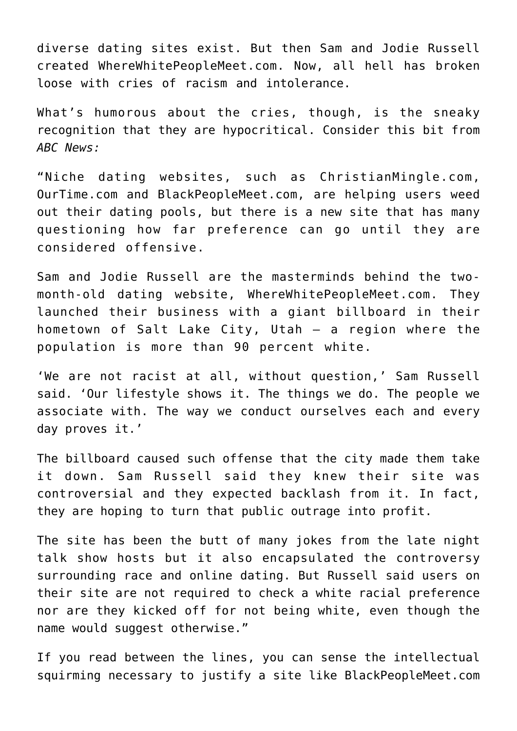diverse dating sites exist. But then Sam and Jodie Russell created WhereWhitePeopleMeet.com. Now, all hell has broken loose with cries of racism and intolerance.

What's humorous about the cries, though, is the sneaky recognition that they are hypocritical. Consider this bit from *ABC News:*

"Niche dating websites, such as ChristianMingle.com, OurTime.com and BlackPeopleMeet.com, are helping users weed out their dating pools, but there is a new site that has many questioning how far preference can go until they are considered offensive.

Sam and Jodie Russell are the masterminds behind the two-month-old dating website, WhereWhitePeopleMeet.com. They launched their business with a giant billboard in their hometown of Salt Lake City, Utah – a region where the population is more than 90 percent white.

'We are not racist at all, without question,' Sam Russell said. 'Our lifestyle shows it. The things we do. The people we associate with. The way we conduct ourselves each and every day proves it.'

The billboard caused such offense that the city made them take it down. Sam Russell said they knew their site was controversial and they expected backlash from it. In fact, they are hoping to turn that public outrage into profit.

The site has been the butt of many jokes from the late night talk show hosts but it also encapsulated the controversy surrounding race and online dating. But Russell said users on their site are not required to check a white racial preference nor are they kicked off for not being white, even though the name would suggest otherwise."

If you read between the lines, you can sense the intellectual squirming necessary to justify a site like BlackPeopleMeet.com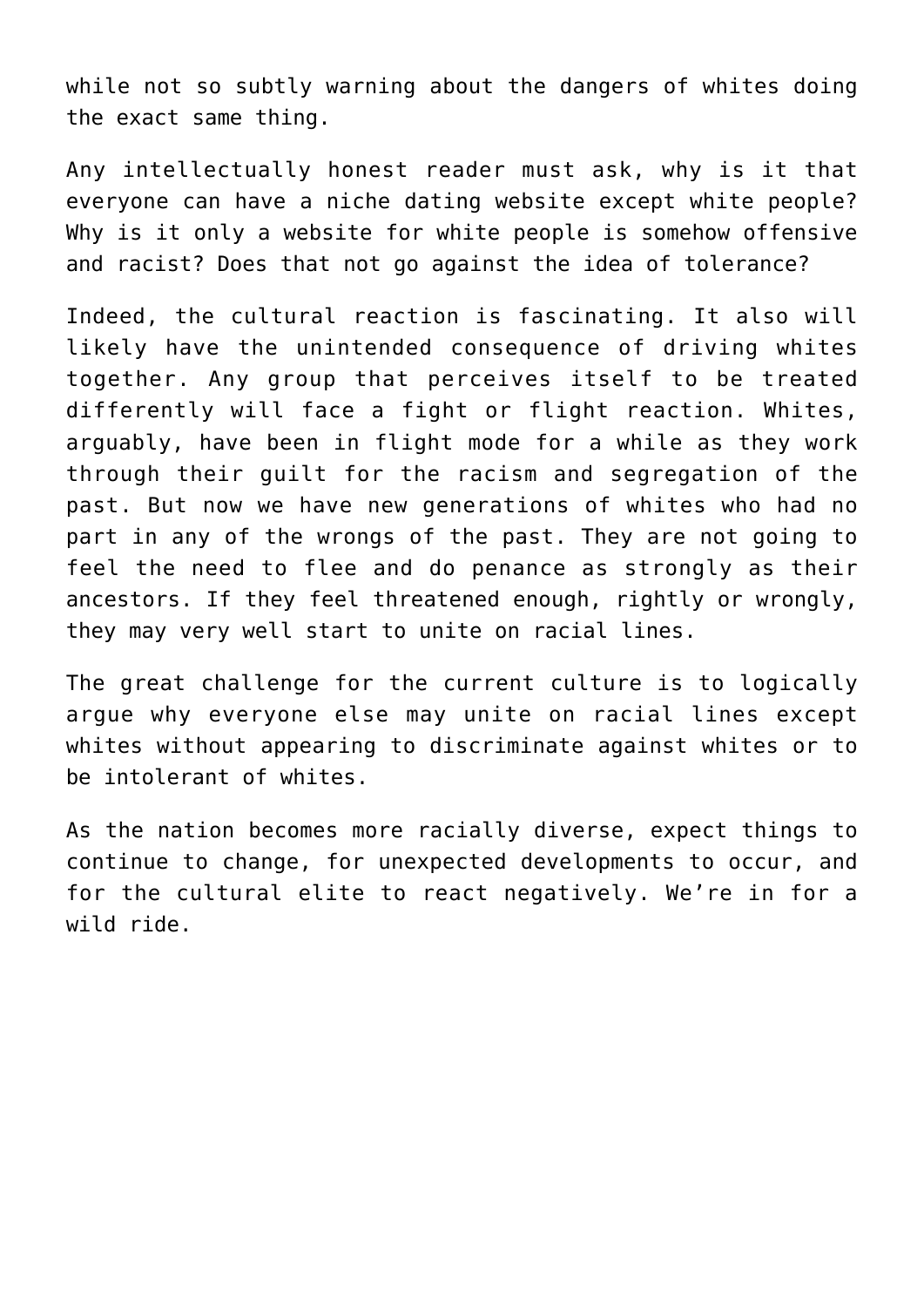while not so subtly warning about the dangers of whites doing the exact same thing.

Any intellectually honest reader must ask, why is it that everyone can have a niche dating website except white people? Why is it only a website for white people is somehow offensive and racist? Does that not go against the idea of tolerance?

Indeed, the cultural reaction is fascinating. It also will likely have the unintended consequence of driving whites together. Any group that perceives itself to be treated differently will face a fight or flight reaction. Whites, arguably, have been in flight mode for a while as they work through their guilt for the racism and segregation of the past. But now we have new generations of whites who had no part in any of the wrongs of the past. They are not going to feel the need to flee and do penance as strongly as their ancestors. If they feel threatened enough, rightly or wrongly, they may very well start to unite on racial lines.

The great challenge for the current culture is to logically argue why everyone else may unite on racial lines except whites without appearing to discriminate against whites or to be intolerant of whites.

As the nation becomes more racially diverse, expect things to continue to change, for unexpected developments to occur, and for the cultural elite to react negatively. We're in for a wild ride.